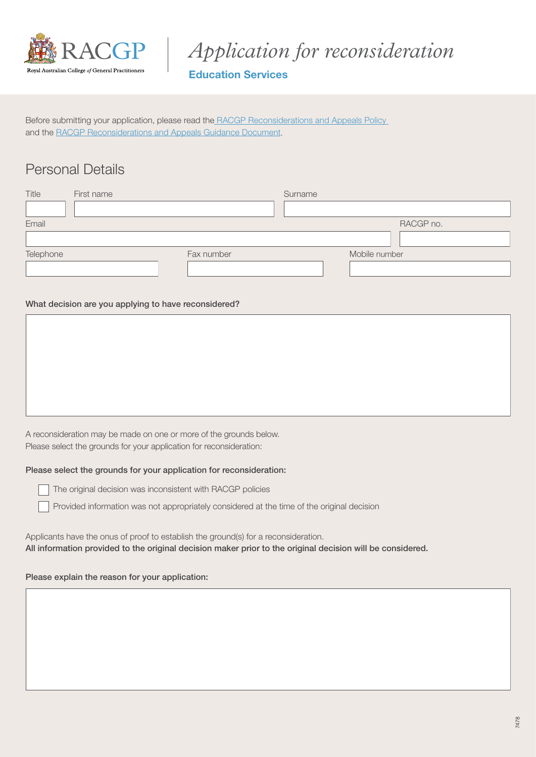# Application for reconsideration

**Education Services**

Before submitting your application, please read the [RACGP Reconsiderations and Appeals Policy](#) and the [RACGP Reconsiderations and Appeals Guidance Document](#).

## Personal Details

| Title | First name | Surname |
|---|---|---|
| | | |

| Email | RACGP no. |
|---|---|
| | |

| Telephone | Fax number | Mobile number |
|---|---|---|
| | | |

**What decision are you applying to have reconsidered?**

A reconsideration may be made on one or more of the grounds below.
Please select the grounds for your application for reconsideration:

**Please select the grounds for your application for reconsideration:**

- ☐ The original decision was inconsistent with RACGP policies
- ☐ Provided information was not appropriately considered at the time of the original decision

Applicants have the onus of proof to establish the ground(s) for a reconsideration.
**All information provided to the original decision maker prior to the original decision will be considered.**

**Please explain the reason for your application:**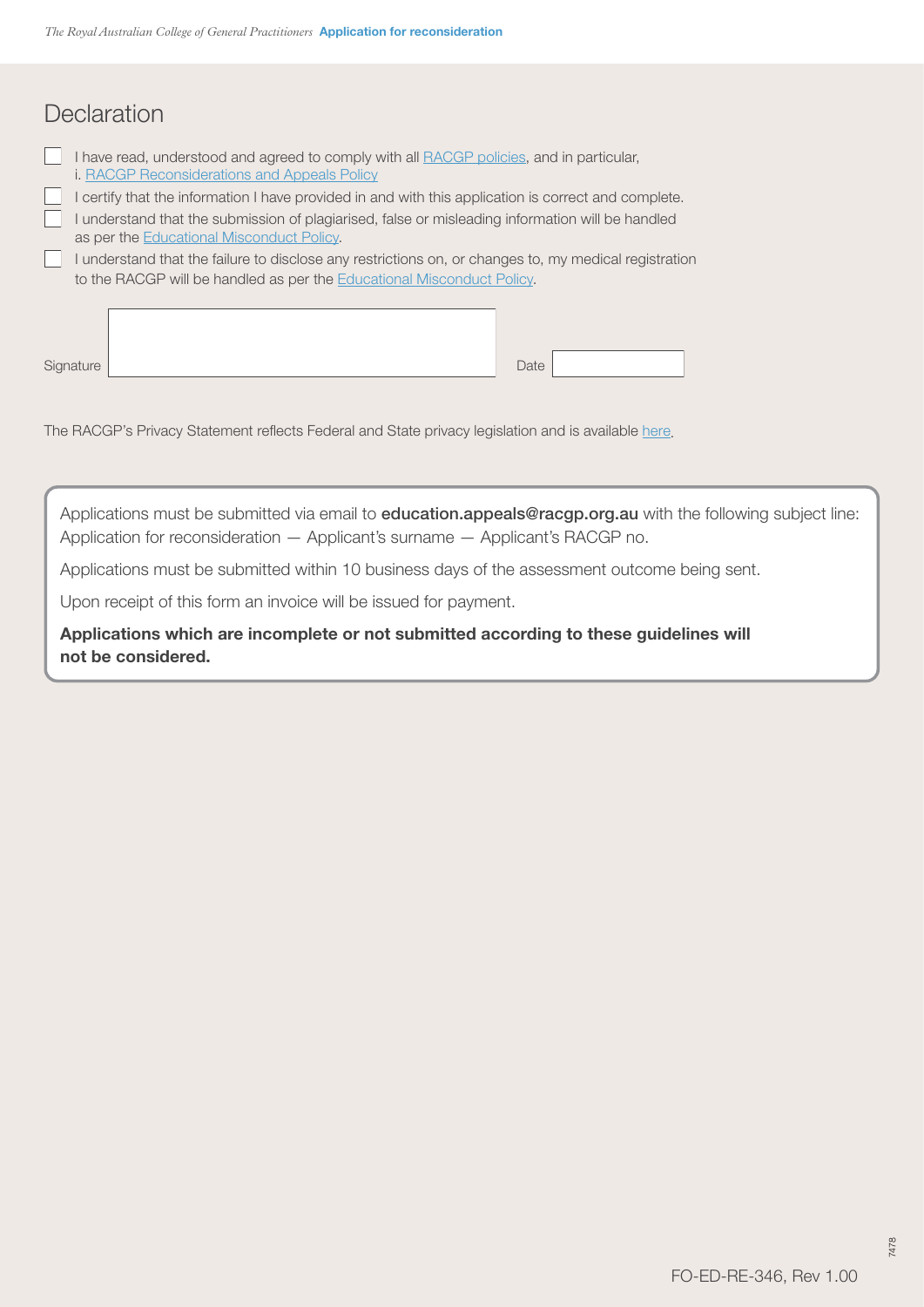## Declaration

- [ ] I have read, understood and agreed to comply with all RACGP policies, and in particular,
  i. RACGP Reconsiderations and Appeals Policy
- [ ] I certify that the information I have provided in and with this application is correct and complete.
- [ ] I understand that the submission of plagiarised, false or misleading information will be handled as per the Educational Misconduct Policy.
- [ ] I understand that the failure to disclose any restrictions on, or changes to, my medical registration to the RACGP will be handled as per the Educational Misconduct Policy.

Signature ______________________ Date ____________

The RACGP's Privacy Statement reflects Federal and State privacy legislation and is available here.

Applications must be submitted via email to **education.appeals@racgp.org.au** with the following subject line: Application for reconsideration — Applicant's surname — Applicant's RACGP no.

Applications must be submitted within 10 business days of the assessment outcome being sent.

Upon receipt of this form an invoice will be issued for payment.

**Applications which are incomplete or not submitted according to these guidelines will not be considered.**

7478

FO-ED-RE-346, Rev 1.00